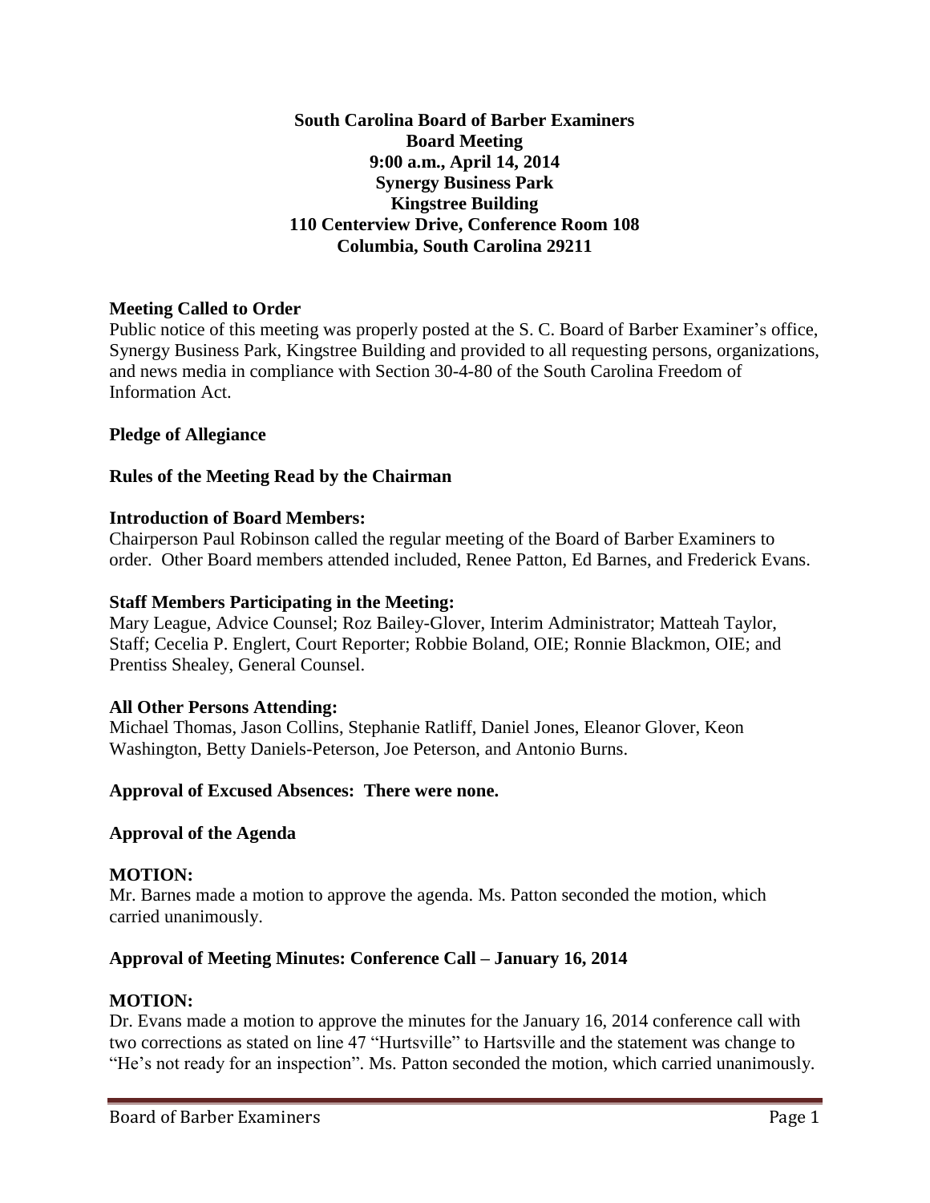**South Carolina Board of Barber Examiners**
**Board Meeting**
**9:00 a.m., April 14, 2014**
**Synergy Business Park**
**Kingstree Building**
**110 Centerview Drive, Conference Room 108**
**Columbia, South Carolina 29211**

**Meeting Called to Order**

Public notice of this meeting was properly posted at the S. C. Board of Barber Examiner's office, Synergy Business Park, Kingstree Building and provided to all requesting persons, organizations, and news media in compliance with Section 30-4-80 of the South Carolina Freedom of Information Act.

**Pledge of Allegiance**

**Rules of the Meeting Read by the Chairman**

**Introduction of Board Members:**

Chairperson Paul Robinson called the regular meeting of the Board of Barber Examiners to order. Other Board members attended included, Renee Patton, Ed Barnes, and Frederick Evans.

**Staff Members Participating in the Meeting:**

Mary League, Advice Counsel; Roz Bailey-Glover, Interim Administrator; Matteah Taylor, Staff; Cecelia P. Englert, Court Reporter; Robbie Boland, OIE; Ronnie Blackmon, OIE; and Prentiss Shealey, General Counsel.

**All Other Persons Attending:**

Michael Thomas, Jason Collins, Stephanie Ratliff, Daniel Jones, Eleanor Glover, Keon Washington, Betty Daniels-Peterson, Joe Peterson, and Antonio Burns.

**Approval of Excused Absences: There were none.**

**Approval of the Agenda**

**MOTION:**

Mr. Barnes made a motion to approve the agenda. Ms. Patton seconded the motion, which carried unanimously.

**Approval of Meeting Minutes: Conference Call – January 16, 2014**

**MOTION:**

Dr. Evans made a motion to approve the minutes for the January 16, 2014 conference call with two corrections as stated on line 47 "Hurtsville" to Hartsville and the statement was change to "He's not ready for an inspection". Ms. Patton seconded the motion, which carried unanimously.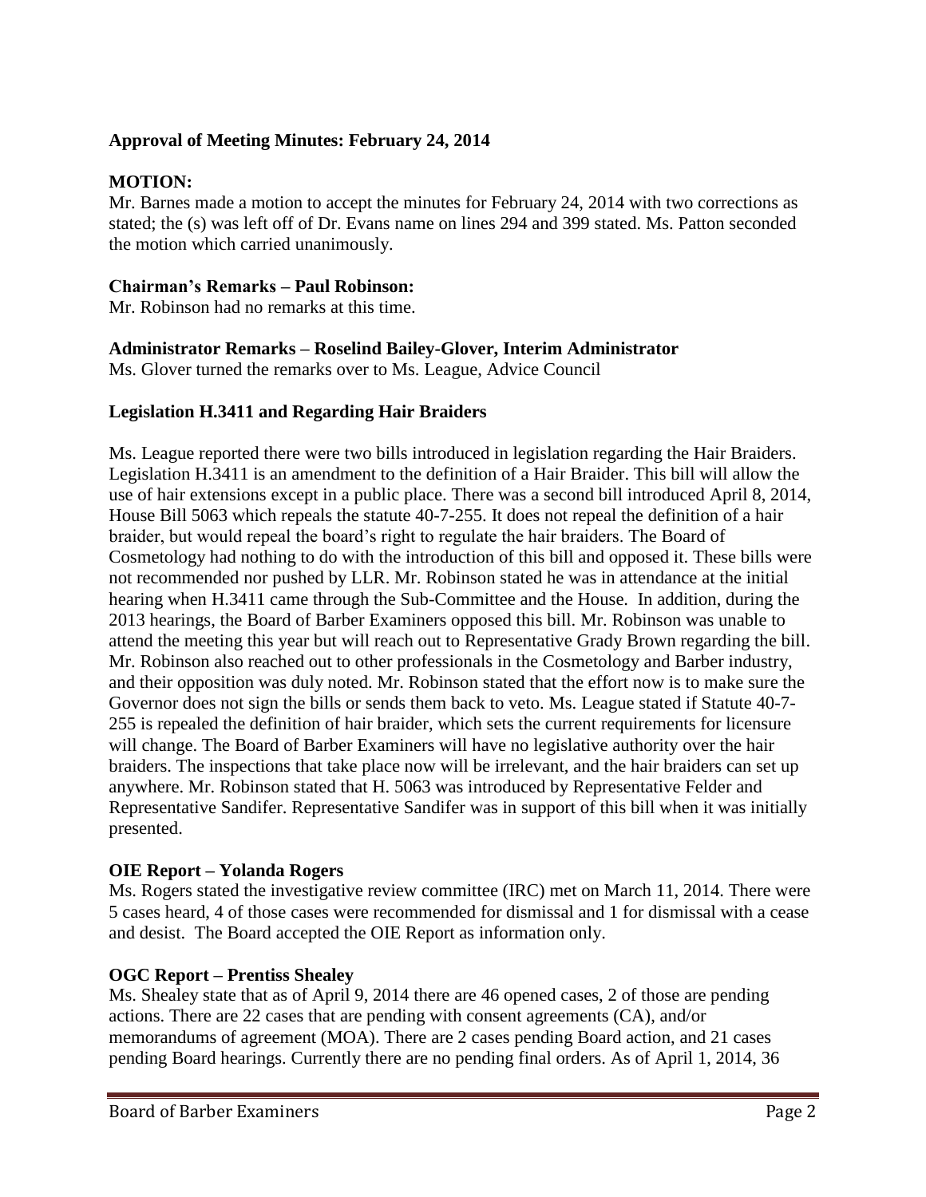**Approval of Meeting Minutes: February 24, 2014**

**MOTION:**

Mr. Barnes made a motion to accept the minutes for February 24, 2014 with two corrections as stated; the (s) was left off of Dr. Evans name on lines 294 and 399 stated. Ms. Patton seconded the motion which carried unanimously.

**Chairman's Remarks – Paul Robinson:**

Mr. Robinson had no remarks at this time.

**Administrator Remarks – Roselind Bailey-Glover, Interim Administrator**

Ms. Glover turned the remarks over to Ms. League, Advice Council

**Legislation H.3411 and Regarding Hair Braiders**

Ms. League reported there were two bills introduced in legislation regarding the Hair Braiders. Legislation H.3411 is an amendment to the definition of a Hair Braider. This bill will allow the use of hair extensions except in a public place. There was a second bill introduced April 8, 2014, House Bill 5063 which repeals the statute 40-7-255. It does not repeal the definition of a hair braider, but would repeal the board's right to regulate the hair braiders. The Board of Cosmetology had nothing to do with the introduction of this bill and opposed it. These bills were not recommended nor pushed by LLR. Mr. Robinson stated he was in attendance at the initial hearing when H.3411 came through the Sub-Committee and the House. In addition, during the 2013 hearings, the Board of Barber Examiners opposed this bill. Mr. Robinson was unable to attend the meeting this year but will reach out to Representative Grady Brown regarding the bill. Mr. Robinson also reached out to other professionals in the Cosmetology and Barber industry, and their opposition was duly noted. Mr. Robinson stated that the effort now is to make sure the Governor does not sign the bills or sends them back to veto. Ms. League stated if Statute 40-7-255 is repealed the definition of hair braider, which sets the current requirements for licensure will change. The Board of Barber Examiners will have no legislative authority over the hair braiders. The inspections that take place now will be irrelevant, and the hair braiders can set up anywhere. Mr. Robinson stated that H. 5063 was introduced by Representative Felder and Representative Sandifer. Representative Sandifer was in support of this bill when it was initially presented.

**OIE Report – Yolanda Rogers**

Ms. Rogers stated the investigative review committee (IRC) met on March 11, 2014. There were 5 cases heard, 4 of those cases were recommended for dismissal and 1 for dismissal with a cease and desist. The Board accepted the OIE Report as information only.

**OGC Report – Prentiss Shealey**

Ms. Shealey state that as of April 9, 2014 there are 46 opened cases, 2 of those are pending actions. There are 22 cases that are pending with consent agreements (CA), and/or memorandums of agreement (MOA). There are 2 cases pending Board action, and 21 cases pending Board hearings. Currently there are no pending final orders. As of April 1, 2014, 36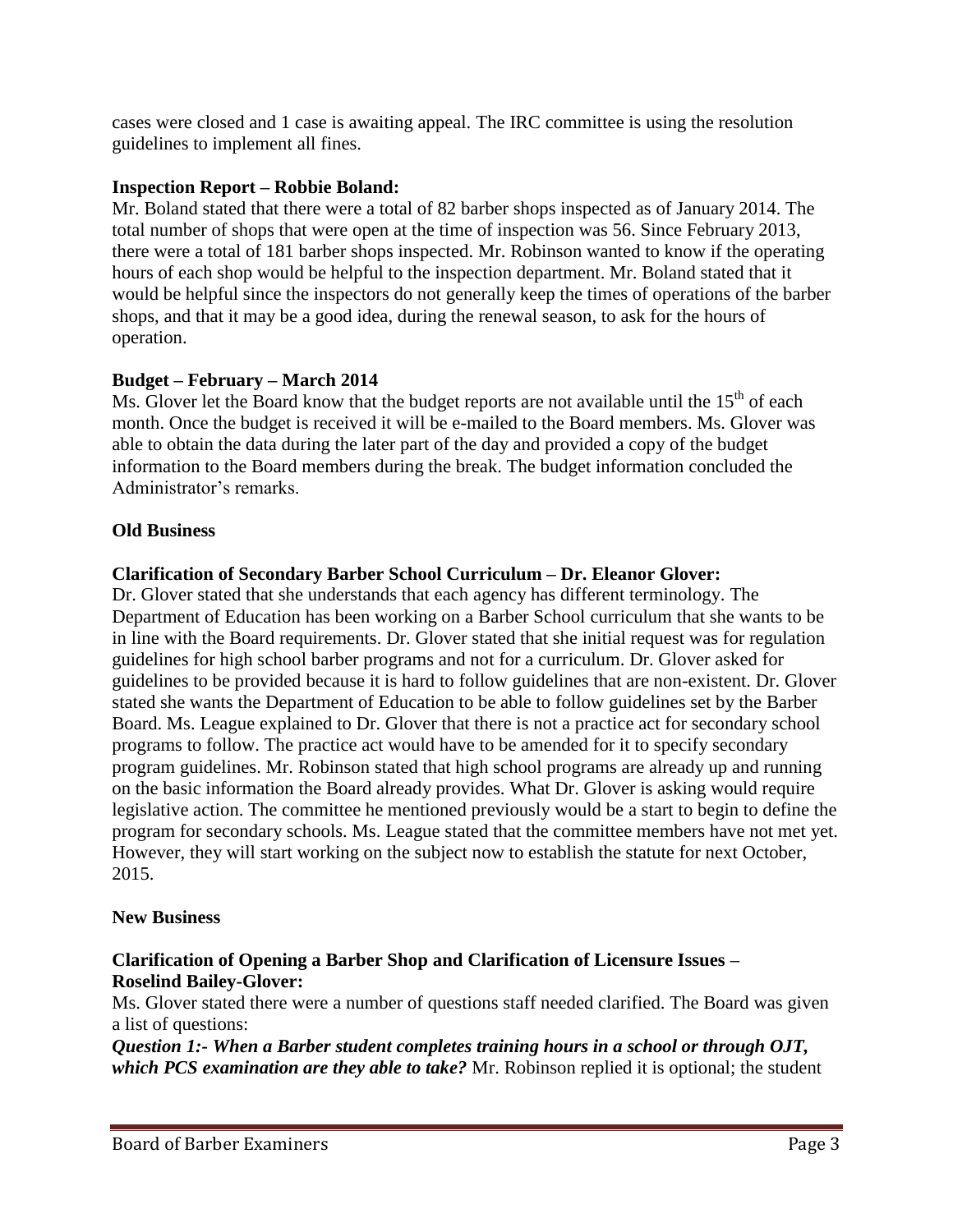cases were closed and 1 case is awaiting appeal. The IRC committee is using the resolution guidelines to implement all fines.

**Inspection Report – Robbie Boland:**

Mr. Boland stated that there were a total of 82 barber shops inspected as of January 2014. The total number of shops that were open at the time of inspection was 56. Since February 2013, there were a total of 181 barber shops inspected. Mr. Robinson wanted to know if the operating hours of each shop would be helpful to the inspection department. Mr. Boland stated that it would be helpful since the inspectors do not generally keep the times of operations of the barber shops, and that it may be a good idea, during the renewal season, to ask for the hours of operation.

**Budget – February – March 2014**

Ms. Glover let the Board know that the budget reports are not available until the 15th of each month. Once the budget is received it will be e-mailed to the Board members. Ms. Glover was able to obtain the data during the later part of the day and provided a copy of the budget information to the Board members during the break. The budget information concluded the Administrator's remarks.

**Old Business**

**Clarification of Secondary Barber School Curriculum – Dr. Eleanor Glover:**

Dr. Glover stated that she understands that each agency has different terminology. The Department of Education has been working on a Barber School curriculum that she wants to be in line with the Board requirements. Dr. Glover stated that she initial request was for regulation guidelines for high school barber programs and not for a curriculum. Dr. Glover asked for guidelines to be provided because it is hard to follow guidelines that are non-existent. Dr. Glover stated she wants the Department of Education to be able to follow guidelines set by the Barber Board. Ms. League explained to Dr. Glover that there is not a practice act for secondary school programs to follow. The practice act would have to be amended for it to specify secondary program guidelines. Mr. Robinson stated that high school programs are already up and running on the basic information the Board already provides. What Dr. Glover is asking would require legislative action. The committee he mentioned previously would be a start to begin to define the program for secondary schools. Ms. League stated that the committee members have not met yet. However, they will start working on the subject now to establish the statute for next October, 2015.

**New Business**

**Clarification of Opening a Barber Shop and Clarification of Licensure Issues – Roselind Bailey-Glover:**

Ms. Glover stated there were a number of questions staff needed clarified. The Board was given a list of questions:

***Question 1:- When a Barber student completes training hours in a school or through OJT, which PCS examination are they able to take?*** Mr. Robinson replied it is optional; the student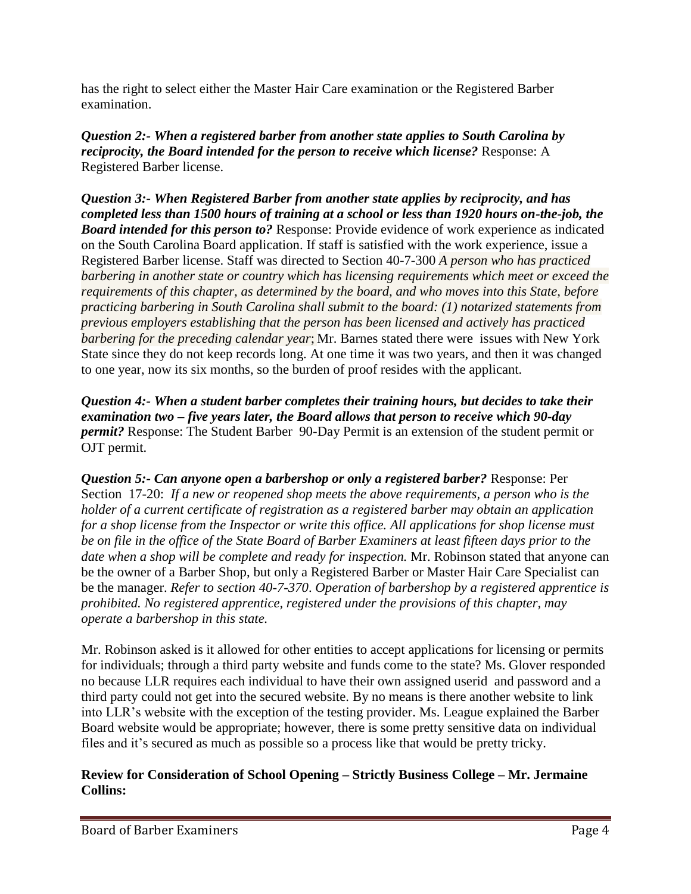has the right to select either the Master Hair Care examination or the Registered Barber examination.

***Question 2:- When a registered barber from another state applies to South Carolina by reciprocity, the Board intended for the person to receive which license?*** Response: A Registered Barber license.

***Question 3:- When Registered Barber from another state applies by reciprocity, and has completed less than 1500 hours of training at a school or less than 1920 hours on-the-job, the Board intended for this person to?*** Response: Provide evidence of work experience as indicated on the South Carolina Board application. If staff is satisfied with the work experience, issue a Registered Barber license. Staff was directed to Section 40-7-300 *A person who has practiced barbering in another state or country which has licensing requirements which meet or exceed the requirements of this chapter, as determined by the board, and who moves into this State, before practicing barbering in South Carolina shall submit to the board: (1) notarized statements from previous employers establishing that the person has been licensed and actively has practiced barbering for the preceding calendar year*; Mr. Barnes stated there were issues with New York State since they do not keep records long. At one time it was two years, and then it was changed to one year, now its six months, so the burden of proof resides with the applicant.

***Question 4:- When a student barber completes their training hours, but decides to take their examination two – five years later, the Board allows that person to receive which 90-day permit?*** Response: The Student Barber 90-Day Permit is an extension of the student permit or OJT permit.

***Question 5:- Can anyone open a barbershop or only a registered barber?*** Response: Per Section 17-20: *If a new or reopened shop meets the above requirements, a person who is the holder of a current certificate of registration as a registered barber may obtain an application for a shop license from the Inspector or write this office. All applications for shop license must be on file in the office of the State Board of Barber Examiners at least fifteen days prior to the date when a shop will be complete and ready for inspection.* Mr. Robinson stated that anyone can be the owner of a Barber Shop, but only a Registered Barber or Master Hair Care Specialist can be the manager. *Refer to section 40-7-370. Operation of barbershop by a registered apprentice is prohibited. No registered apprentice, registered under the provisions of this chapter, may operate a barbershop in this state.*

Mr. Robinson asked is it allowed for other entities to accept applications for licensing or permits for individuals; through a third party website and funds come to the state? Ms. Glover responded no because LLR requires each individual to have their own assigned userid and password and a third party could not get into the secured website. By no means is there another website to link into LLR's website with the exception of the testing provider. Ms. League explained the Barber Board website would be appropriate; however, there is some pretty sensitive data on individual files and it's secured as much as possible so a process like that would be pretty tricky.

**Review for Consideration of School Opening – Strictly Business College – Mr. Jermaine Collins:**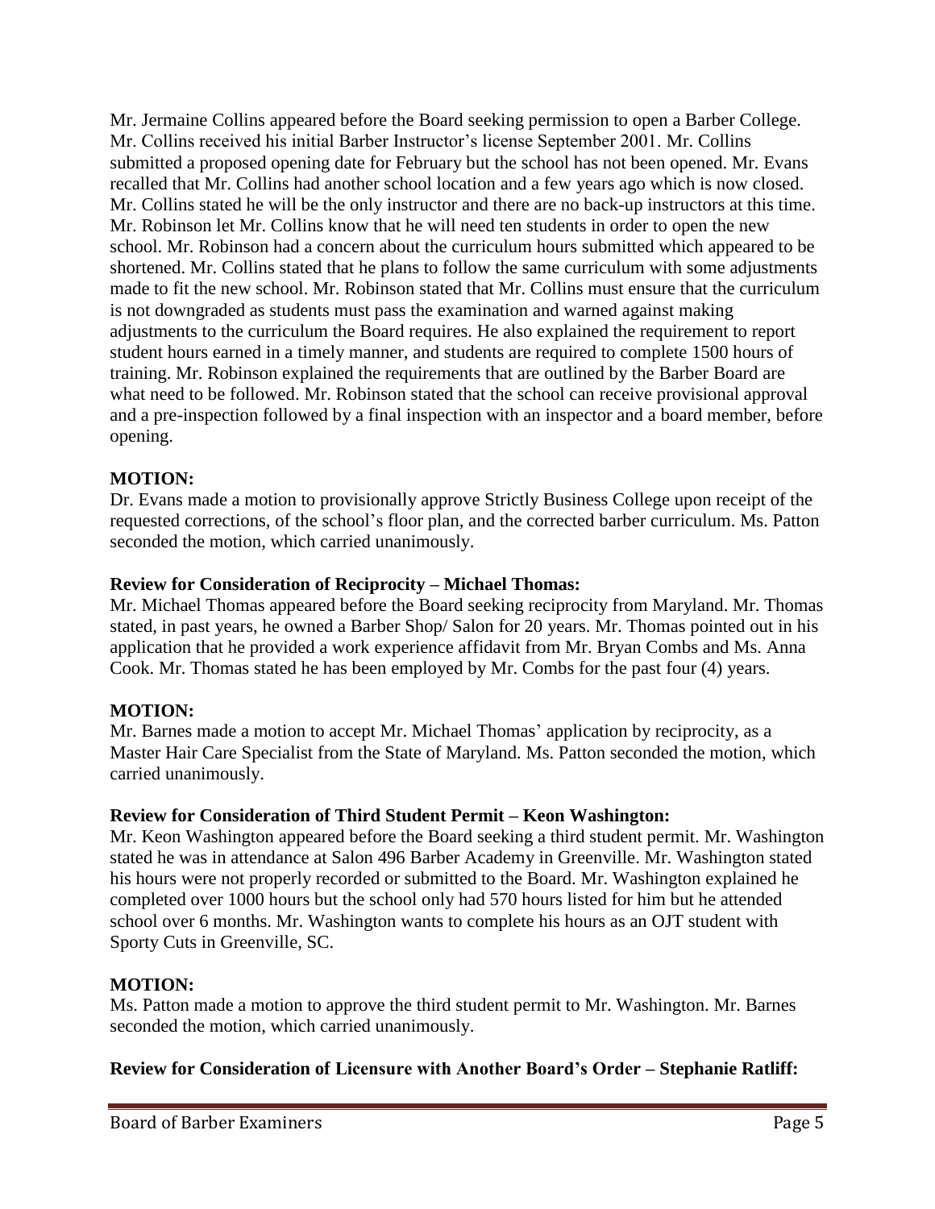Mr. Jermaine Collins appeared before the Board seeking permission to open a Barber College. Mr. Collins received his initial Barber Instructor's license September 2001. Mr. Collins submitted a proposed opening date for February but the school has not been opened. Mr. Evans recalled that Mr. Collins had another school location and a few years ago which is now closed. Mr. Collins stated he will be the only instructor and there are no back-up instructors at this time. Mr. Robinson let Mr. Collins know that he will need ten students in order to open the new school. Mr. Robinson had a concern about the curriculum hours submitted which appeared to be shortened. Mr. Collins stated that he plans to follow the same curriculum with some adjustments made to fit the new school. Mr. Robinson stated that Mr. Collins must ensure that the curriculum is not downgraded as students must pass the examination and warned against making adjustments to the curriculum the Board requires. He also explained the requirement to report student hours earned in a timely manner, and students are required to complete 1500 hours of training. Mr. Robinson explained the requirements that are outlined by the Barber Board are what need to be followed. Mr. Robinson stated that the school can receive provisional approval and a pre-inspection followed by a final inspection with an inspector and a board member, before opening.

**MOTION:**
Dr. Evans made a motion to provisionally approve Strictly Business College upon receipt of the requested corrections, of the school's floor plan, and the corrected barber curriculum. Ms. Patton seconded the motion, which carried unanimously.

**Review for Consideration of Reciprocity – Michael Thomas:**
Mr. Michael Thomas appeared before the Board seeking reciprocity from Maryland. Mr. Thomas stated, in past years, he owned a Barber Shop/ Salon for 20 years. Mr. Thomas pointed out in his application that he provided a work experience affidavit from Mr. Bryan Combs and Ms. Anna Cook. Mr. Thomas stated he has been employed by Mr. Combs for the past four (4) years.

**MOTION:**
Mr. Barnes made a motion to accept Mr. Michael Thomas' application by reciprocity, as a Master Hair Care Specialist from the State of Maryland. Ms. Patton seconded the motion, which carried unanimously.

**Review for Consideration of Third Student Permit – Keon Washington:**
Mr. Keon Washington appeared before the Board seeking a third student permit. Mr. Washington stated he was in attendance at Salon 496 Barber Academy in Greenville. Mr. Washington stated his hours were not properly recorded or submitted to the Board. Mr. Washington explained he completed over 1000 hours but the school only had 570 hours listed for him but he attended school over 6 months. Mr. Washington wants to complete his hours as an OJT student with Sporty Cuts in Greenville, SC.

**MOTION:**
Ms. Patton made a motion to approve the third student permit to Mr. Washington. Mr. Barnes seconded the motion, which carried unanimously.

**Review for Consideration of Licensure with Another Board's Order – Stephanie Ratliff:**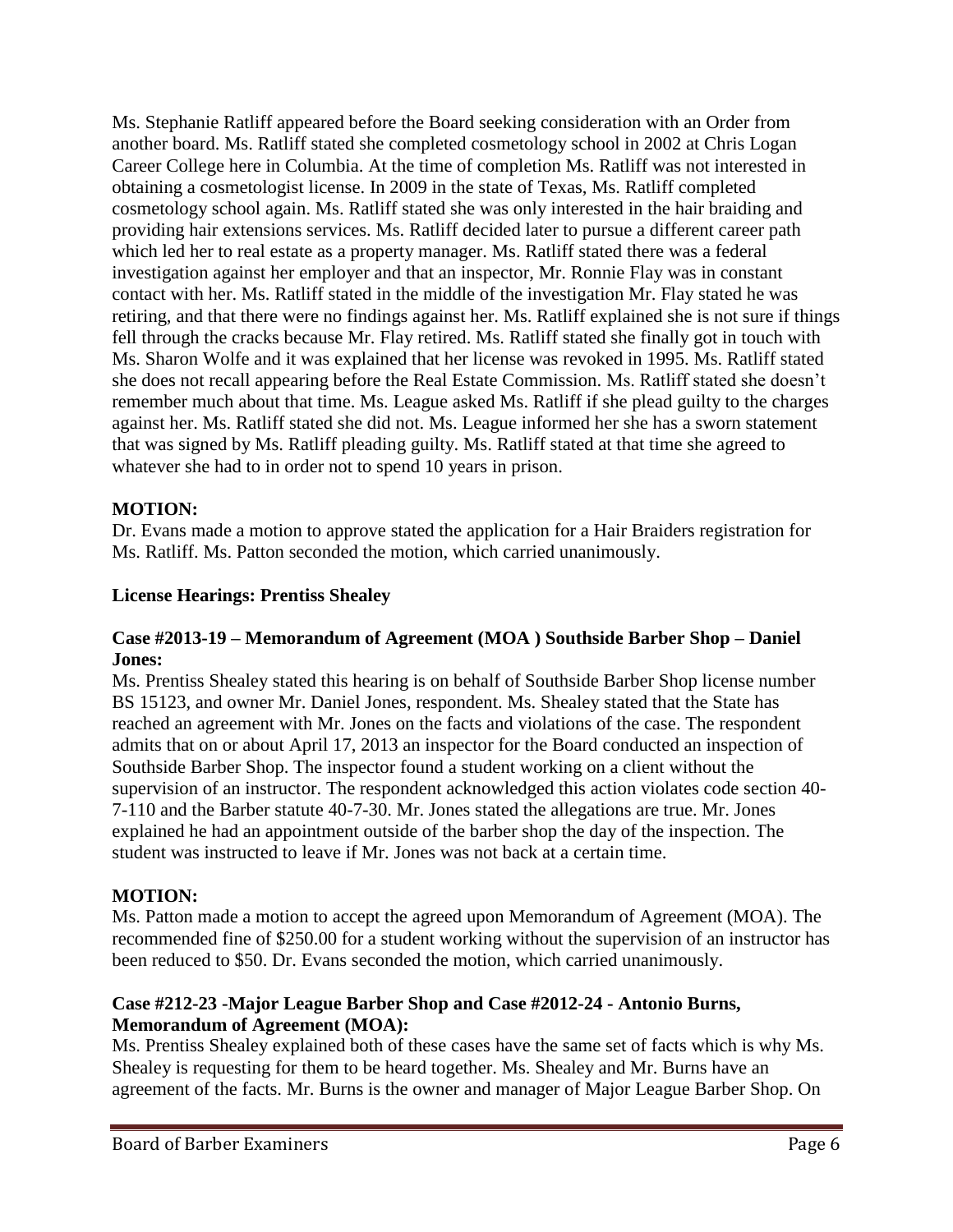Ms. Stephanie Ratliff appeared before the Board seeking consideration with an Order from another board. Ms. Ratliff stated she completed cosmetology school in 2002 at Chris Logan Career College here in Columbia. At the time of completion Ms. Ratliff was not interested in obtaining a cosmetologist license. In 2009 in the state of Texas, Ms. Ratliff completed cosmetology school again. Ms. Ratliff stated she was only interested in the hair braiding and providing hair extensions services. Ms. Ratliff decided later to pursue a different career path which led her to real estate as a property manager. Ms. Ratliff stated there was a federal investigation against her employer and that an inspector, Mr. Ronnie Flay was in constant contact with her. Ms. Ratliff stated in the middle of the investigation Mr. Flay stated he was retiring, and that there were no findings against her. Ms. Ratliff explained she is not sure if things fell through the cracks because Mr. Flay retired. Ms. Ratliff stated she finally got in touch with Ms. Sharon Wolfe and it was explained that her license was revoked in 1995. Ms. Ratliff stated she does not recall appearing before the Real Estate Commission. Ms. Ratliff stated she doesn't remember much about that time. Ms. League asked Ms. Ratliff if she plead guilty to the charges against her. Ms. Ratliff stated she did not. Ms. League informed her she has a sworn statement that was signed by Ms. Ratliff pleading guilty. Ms. Ratliff stated at that time she agreed to whatever she had to in order not to spend 10 years in prison.

**MOTION:**

Dr. Evans made a motion to approve stated the application for a Hair Braiders registration for Ms. Ratliff. Ms. Patton seconded the motion, which carried unanimously.

**License Hearings: Prentiss Shealey**

**Case #2013-19 – Memorandum of Agreement (MOA ) Southside Barber Shop – Daniel Jones:**

Ms. Prentiss Shealey stated this hearing is on behalf of Southside Barber Shop license number BS 15123, and owner Mr. Daniel Jones, respondent. Ms. Shealey stated that the State has reached an agreement with Mr. Jones on the facts and violations of the case. The respondent admits that on or about April 17, 2013 an inspector for the Board conducted an inspection of Southside Barber Shop. The inspector found a student working on a client without the supervision of an instructor. The respondent acknowledged this action violates code section 40-7-110 and the Barber statute 40-7-30. Mr. Jones stated the allegations are true. Mr. Jones explained he had an appointment outside of the barber shop the day of the inspection. The student was instructed to leave if Mr. Jones was not back at a certain time.

**MOTION:**

Ms. Patton made a motion to accept the agreed upon Memorandum of Agreement (MOA). The recommended fine of $250.00 for a student working without the supervision of an instructor has been reduced to $50. Dr. Evans seconded the motion, which carried unanimously.

**Case #212-23 -Major League Barber Shop and Case #2012-24 - Antonio Burns, Memorandum of Agreement (MOA):**

Ms. Prentiss Shealey explained both of these cases have the same set of facts which is why Ms. Shealey is requesting for them to be heard together. Ms. Shealey and Mr. Burns have an agreement of the facts. Mr. Burns is the owner and manager of Major League Barber Shop. On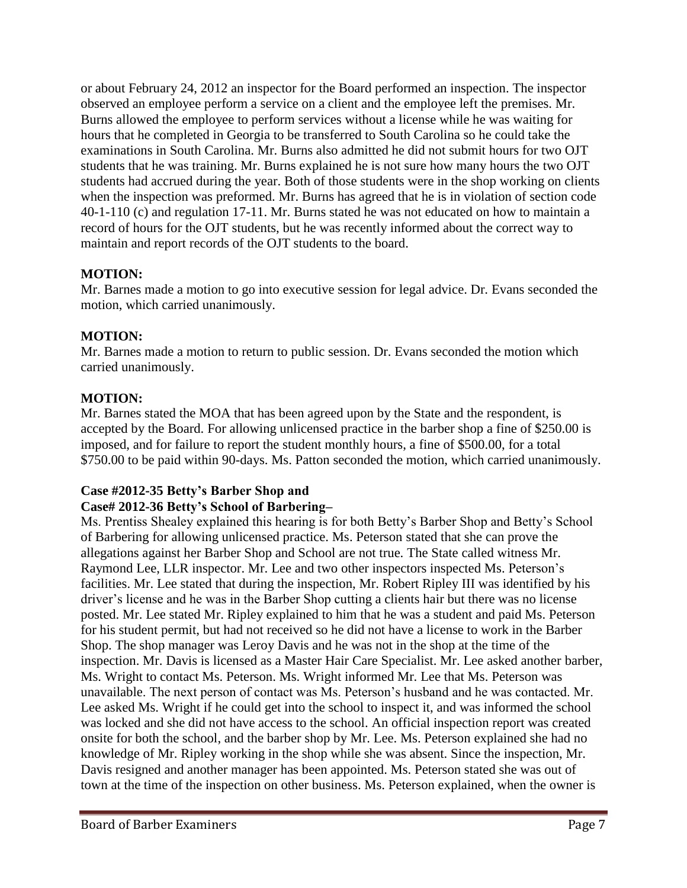or about February 24, 2012 an inspector for the Board performed an inspection. The inspector observed an employee perform a service on a client and the employee left the premises. Mr. Burns allowed the employee to perform services without a license while he was waiting for hours that he completed in Georgia to be transferred to South Carolina so he could take the examinations in South Carolina. Mr. Burns also admitted he did not submit hours for two OJT students that he was training. Mr. Burns explained he is not sure how many hours the two OJT students had accrued during the year. Both of those students were in the shop working on clients when the inspection was preformed. Mr. Burns has agreed that he is in violation of section code 40-1-110 (c) and regulation 17-11. Mr. Burns stated he was not educated on how to maintain a record of hours for the OJT students, but he was recently informed about the correct way to maintain and report records of the OJT students to the board.

**MOTION:**
Mr. Barnes made a motion to go into executive session for legal advice. Dr. Evans seconded the motion, which carried unanimously.

**MOTION:**
Mr. Barnes made a motion to return to public session. Dr. Evans seconded the motion which carried unanimously.

**MOTION:**
Mr. Barnes stated the MOA that has been agreed upon by the State and the respondent, is accepted by the Board. For allowing unlicensed practice in the barber shop a fine of $250.00 is imposed, and for failure to report the student monthly hours, a fine of $500.00, for a total $750.00 to be paid within 90-days. Ms. Patton seconded the motion, which carried unanimously.

**Case #2012-35 Betty's Barber Shop and**
**Case# 2012-36 Betty's School of Barbering–**
Ms. Prentiss Shealey explained this hearing is for both Betty's Barber Shop and Betty's School of Barbering for allowing unlicensed practice. Ms. Peterson stated that she can prove the allegations against her Barber Shop and School are not true. The State called witness Mr. Raymond Lee, LLR inspector. Mr. Lee and two other inspectors inspected Ms. Peterson's facilities. Mr. Lee stated that during the inspection, Mr. Robert Ripley III was identified by his driver's license and he was in the Barber Shop cutting a clients hair but there was no license posted. Mr. Lee stated Mr. Ripley explained to him that he was a student and paid Ms. Peterson for his student permit, but had not received so he did not have a license to work in the Barber Shop. The shop manager was Leroy Davis and he was not in the shop at the time of the inspection. Mr. Davis is licensed as a Master Hair Care Specialist. Mr. Lee asked another barber, Ms. Wright to contact Ms. Peterson. Ms. Wright informed Mr. Lee that Ms. Peterson was unavailable. The next person of contact was Ms. Peterson's husband and he was contacted. Mr. Lee asked Ms. Wright if he could get into the school to inspect it, and was informed the school was locked and she did not have access to the school. An official inspection report was created onsite for both the school, and the barber shop by Mr. Lee. Ms. Peterson explained she had no knowledge of Mr. Ripley working in the shop while she was absent. Since the inspection, Mr. Davis resigned and another manager has been appointed. Ms. Peterson stated she was out of town at the time of the inspection on other business. Ms. Peterson explained, when the owner is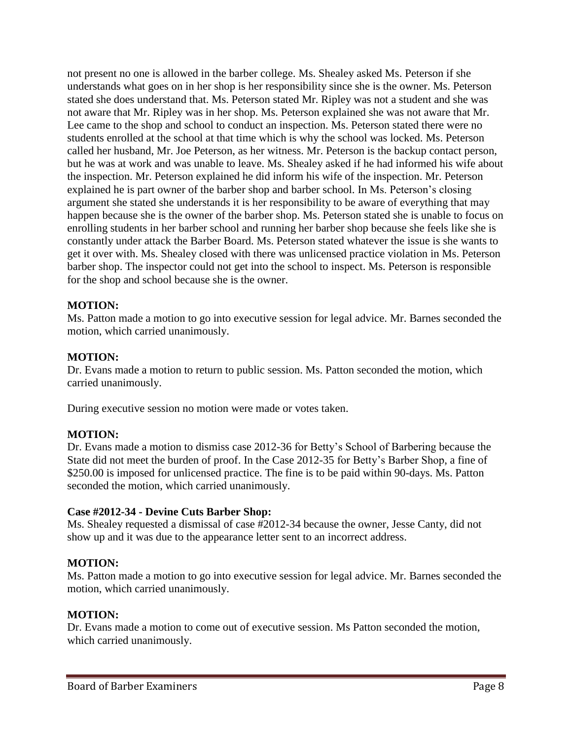not present no one is allowed in the barber college. Ms. Shealey asked Ms. Peterson if she understands what goes on in her shop is her responsibility since she is the owner. Ms. Peterson stated she does understand that. Ms. Peterson stated Mr. Ripley was not a student and she was not aware that Mr. Ripley was in her shop. Ms. Peterson explained she was not aware that Mr. Lee came to the shop and school to conduct an inspection. Ms. Peterson stated there were no students enrolled at the school at that time which is why the school was locked. Ms. Peterson called her husband, Mr. Joe Peterson, as her witness. Mr. Peterson is the backup contact person, but he was at work and was unable to leave. Ms. Shealey asked if he had informed his wife about the inspection. Mr. Peterson explained he did inform his wife of the inspection. Mr. Peterson explained he is part owner of the barber shop and barber school. In Ms. Peterson's closing argument she stated she understands it is her responsibility to be aware of everything that may happen because she is the owner of the barber shop. Ms. Peterson stated she is unable to focus on enrolling students in her barber school and running her barber shop because she feels like she is constantly under attack the Barber Board. Ms. Peterson stated whatever the issue is she wants to get it over with. Ms. Shealey closed with there was unlicensed practice violation in Ms. Peterson barber shop. The inspector could not get into the school to inspect. Ms. Peterson is responsible for the shop and school because she is the owner.

**MOTION:**
Ms. Patton made a motion to go into executive session for legal advice. Mr. Barnes seconded the motion, which carried unanimously.

**MOTION:**
Dr. Evans made a motion to return to public session. Ms. Patton seconded the motion, which carried unanimously.

During executive session no motion were made or votes taken.

**MOTION:**
Dr. Evans made a motion to dismiss case 2012-36 for Betty's School of Barbering because the State did not meet the burden of proof. In the Case 2012-35 for Betty's Barber Shop, a fine of $250.00 is imposed for unlicensed practice. The fine is to be paid within 90-days. Ms. Patton seconded the motion, which carried unanimously.

**Case #2012-34 - Devine Cuts Barber Shop:**
Ms. Shealey requested a dismissal of case #2012-34 because the owner, Jesse Canty, did not show up and it was due to the appearance letter sent to an incorrect address.

**MOTION:**
Ms. Patton made a motion to go into executive session for legal advice. Mr. Barnes seconded the motion, which carried unanimously.

**MOTION:**
Dr. Evans made a motion to come out of executive session. Ms Patton seconded the motion, which carried unanimously.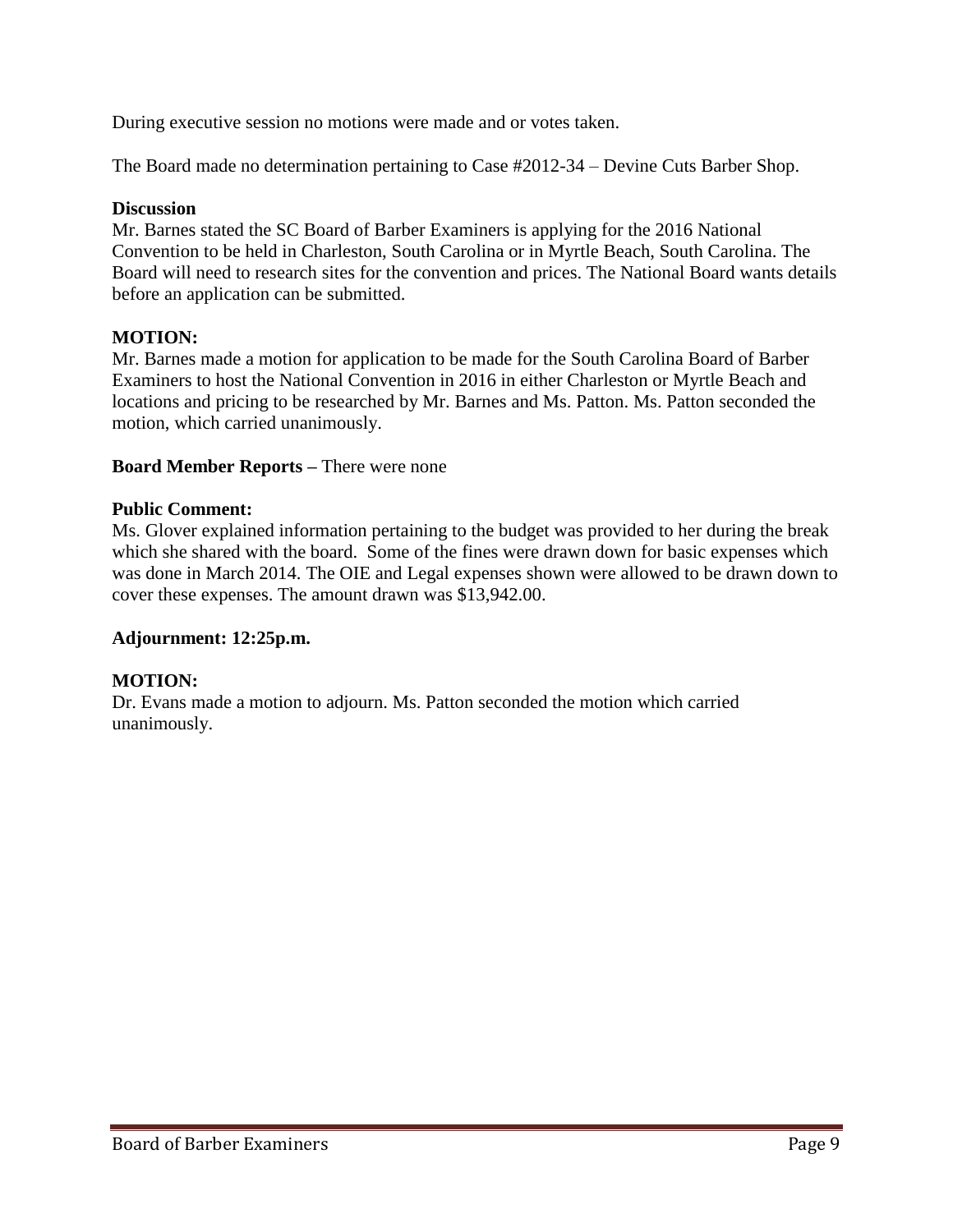During executive session no motions were made and or votes taken.

The Board made no determination pertaining to Case #2012-34 – Devine Cuts Barber Shop.

**Discussion**
Mr. Barnes stated the SC Board of Barber Examiners is applying for the 2016 National Convention to be held in Charleston, South Carolina or in Myrtle Beach, South Carolina. The Board will need to research sites for the convention and prices. The National Board wants details before an application can be submitted.

**MOTION:**
Mr. Barnes made a motion for application to be made for the South Carolina Board of Barber Examiners to host the National Convention in 2016 in either Charleston or Myrtle Beach and locations and pricing to be researched by Mr. Barnes and Ms. Patton. Ms. Patton seconded the motion, which carried unanimously.

**Board Member Reports –** There were none

**Public Comment:**
Ms. Glover explained information pertaining to the budget was provided to her during the break which she shared with the board. Some of the fines were drawn down for basic expenses which was done in March 2014. The OIE and Legal expenses shown were allowed to be drawn down to cover these expenses. The amount drawn was $13,942.00.

**Adjournment: 12:25p.m.**

**MOTION:**
Dr. Evans made a motion to adjourn. Ms. Patton seconded the motion which carried unanimously.